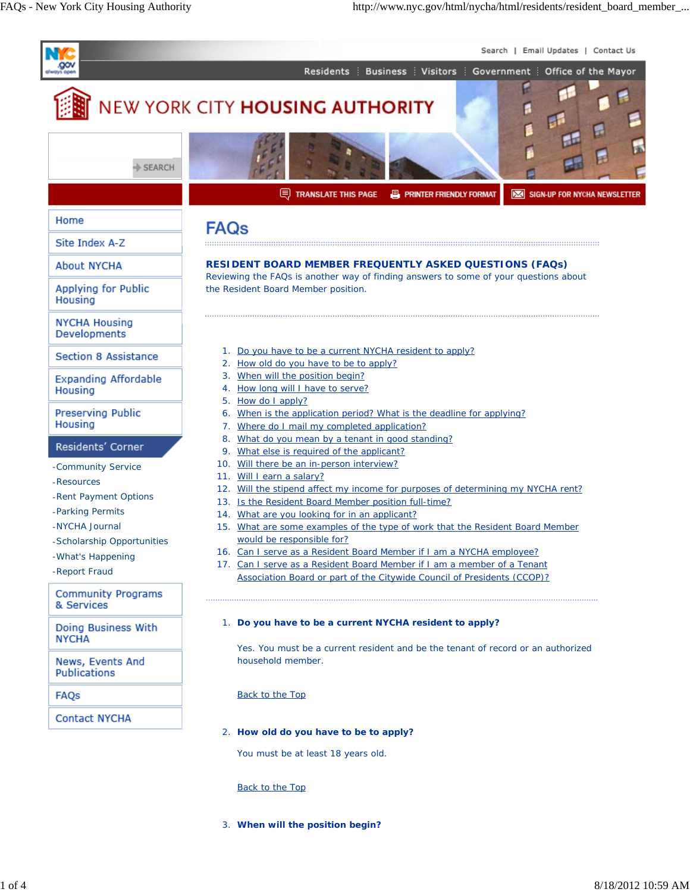# NEW YORK CITY HOUSING AUTHORITY

- Home
- Site Index A-Z
- About NYCHA
- Applying for Public Housing
- NYCHA Housing Developments
- Section 8 Assistance
- Expanding Affordable Housing
- Preserving Public Housing
- Residents' Corner
  - Community Service
  - Resources
  - Rent Payment Options
  - Parking Permits
  - NYCHA Journal
  - Scholarship Opportunities
  - What's Happening
  - Report Fraud
- Community Programs & Services
- Doing Business With NYCHA
- News, Events And Publications
- FAQs
- Contact NYCHA

## FAQs

### RESIDENT BOARD MEMBER FREQUENTLY ASKED QUESTIONS (FAQs)

Reviewing the FAQs is another way of finding answers to some of your questions about the Resident Board Member position.

1. Do you have to be a current NYCHA resident to apply?
2. How old do you have to be to apply?
3. When will the position begin?
4. How long will I have to serve?
5. How do I apply?
6. When is the application period? What is the deadline for applying?
7. Where do I mail my completed application?
8. What do you mean by a tenant in good standing?
9. What else is required of the applicant?
10. Will there be an in-person interview?
11. Will I earn a salary?
12. Will the stipend affect my income for purposes of determining my NYCHA rent?
13. Is the Resident Board Member position full-time?
14. What are you looking for in an applicant?
15. What are some examples of the type of work that the Resident Board Member would be responsible for?
16. Can I serve as a Resident Board Member if I am a NYCHA employee?
17. Can I serve as a Resident Board Member if I am a member of a Tenant Association Board or part of the Citywide Council of Presidents (CCOP)?

1. **Do you have to be a current NYCHA resident to apply?**

   Yes. You must be a current resident and be the tenant of record or an authorized household member.

   Back to the Top

2. **How old do you have to be to apply?**

   You must be at least 18 years old.

   Back to the Top

3. **When will the position begin?**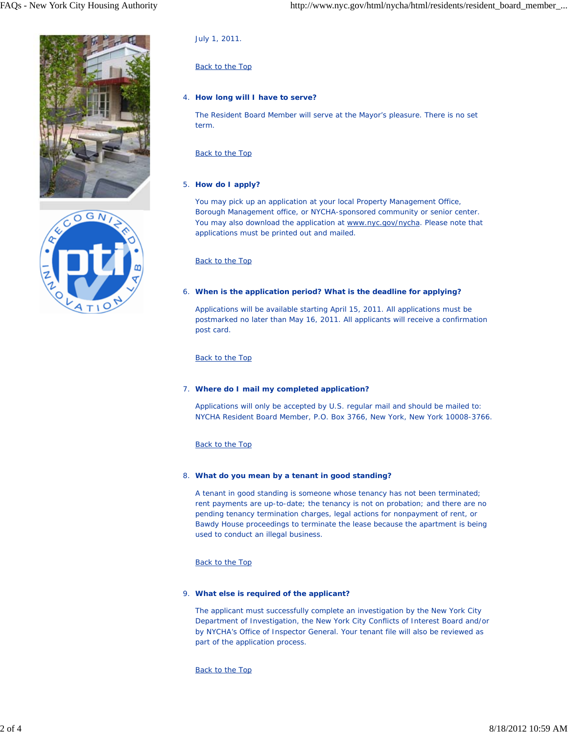July 1, 2011.

Back to the Top

4. **How long will I have to serve?**

   The Resident Board Member will serve at the Mayor's pleasure. There is no set term.

Back to the Top

5. **How do I apply?**

   You may pick up an application at your local Property Management Office, Borough Management office, or NYCHA-sponsored community or senior center. You may also download the application at www.nyc.gov/nycha. Please note that applications must be printed out and mailed.

Back to the Top

6. **When is the application period? What is the deadline for applying?**

   Applications will be available starting April 15, 2011. All applications must be postmarked no later than May 16, 2011. All applicants will receive a confirmation post card.

Back to the Top

7. **Where do I mail my completed application?**

   Applications will only be accepted by U.S. regular mail and should be mailed to: NYCHA Resident Board Member, P.O. Box 3766, New York, New York 10008-3766.

Back to the Top

8. **What do you mean by a tenant in good standing?**

   A tenant in good standing is someone whose tenancy has not been terminated; rent payments are up-to-date; the tenancy is not on probation; and there are no pending tenancy termination charges, legal actions for nonpayment of rent, or Bawdy House proceedings to terminate the lease because the apartment is being used to conduct an illegal business.

Back to the Top

9. **What else is required of the applicant?**

   The applicant must successfully complete an investigation by the New York City Department of Investigation, the New York City Conflicts of Interest Board and/or by NYCHA's Office of Inspector General. Your tenant file will also be reviewed as part of the application process.

Back to the Top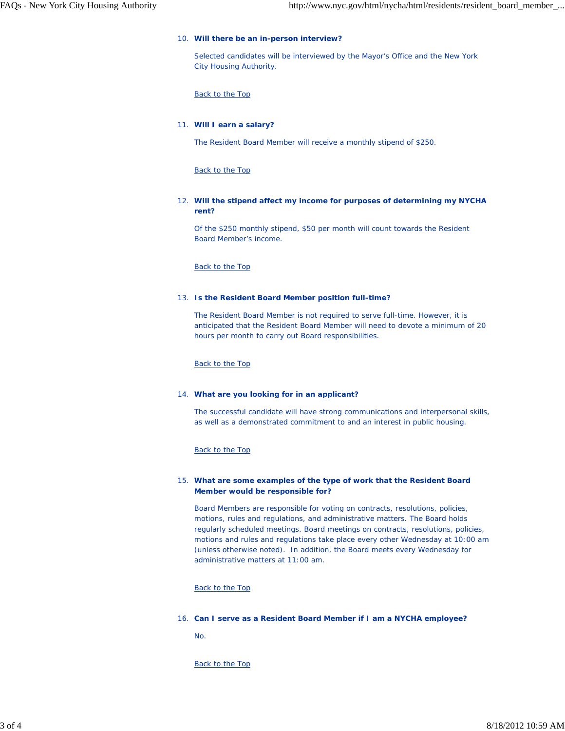10. **Will there be an in-person interview?**

    Selected candidates will be interviewed by the Mayor's Office and the New York City Housing Authority.

    Back to the Top

11. **Will I earn a salary?**

    The Resident Board Member will receive a monthly stipend of $250.

    Back to the Top

12. **Will the stipend affect my income for purposes of determining my NYCHA rent?**

    Of the $250 monthly stipend, $50 per month will count towards the Resident Board Member's income.

    Back to the Top

13. **Is the Resident Board Member position full-time?**

    The Resident Board Member is not required to serve full-time. However, it is anticipated that the Resident Board Member will need to devote a minimum of 20 hours per month to carry out Board responsibilities.

    Back to the Top

14. **What are you looking for in an applicant?**

    The successful candidate will have strong communications and interpersonal skills, as well as a demonstrated commitment to and an interest in public housing.

    Back to the Top

15. **What are some examples of the type of work that the Resident Board Member would be responsible for?**

    Board Members are responsible for voting on contracts, resolutions, policies, motions, rules and regulations, and administrative matters. The Board holds regularly scheduled meetings. Board meetings on contracts, resolutions, policies, motions and rules and regulations take place every other Wednesday at 10:00 am (unless otherwise noted). In addition, the Board meets every Wednesday for administrative matters at 11:00 am.

    Back to the Top

16. **Can I serve as a Resident Board Member if I am a NYCHA employee?**

    No.

    Back to the Top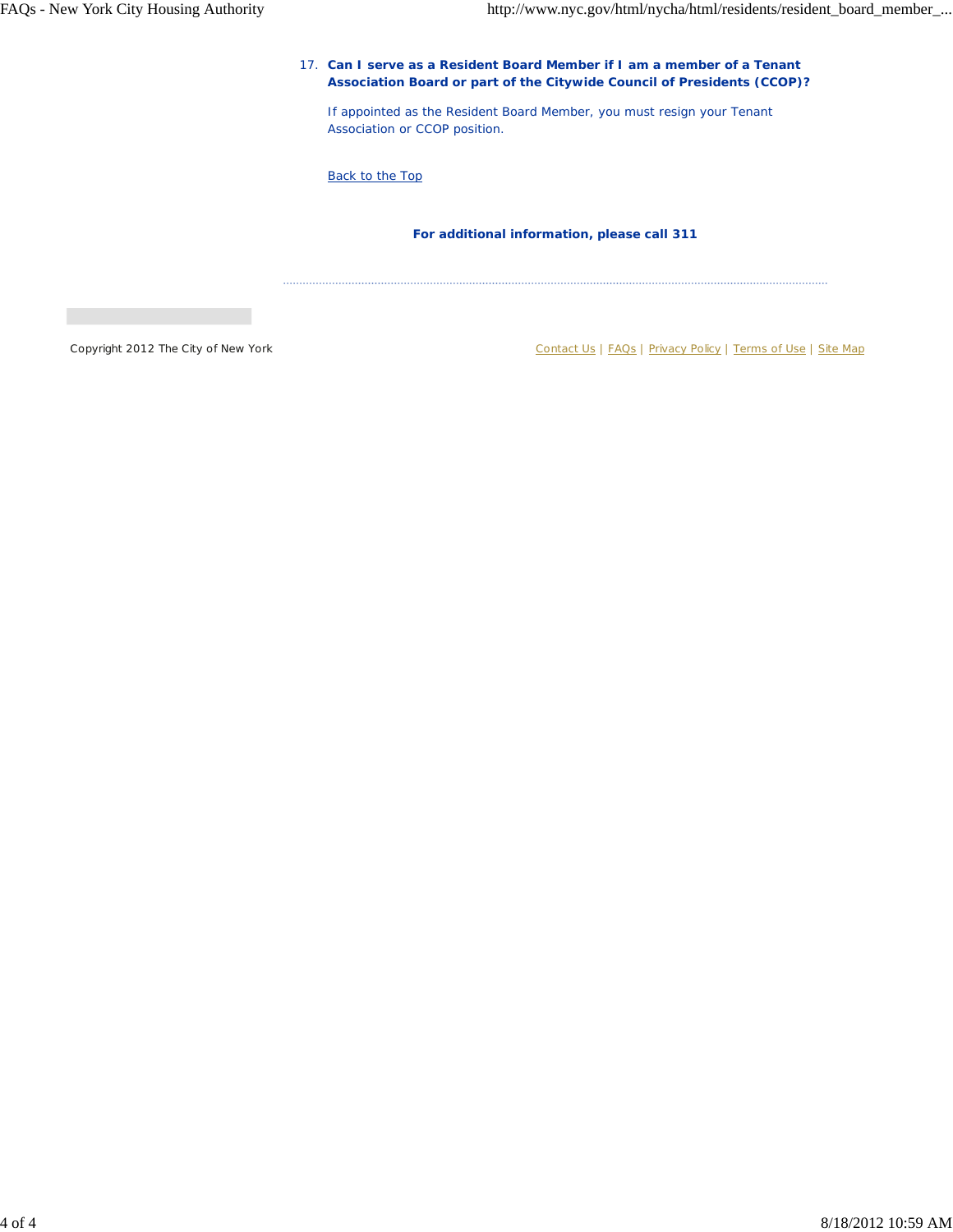17. **Can I serve as a Resident Board Member if I am a member of a Tenant Association Board or part of the Citywide Council of Presidents (CCOP)?**

    If appointed as the Resident Board Member, you must resign your Tenant Association or CCOP position.

    Back to the Top

**For additional information, please call 311**

Copyright 2012 The City of New York

Contact Us | FAQs | Privacy Policy | Terms of Use | Site Map